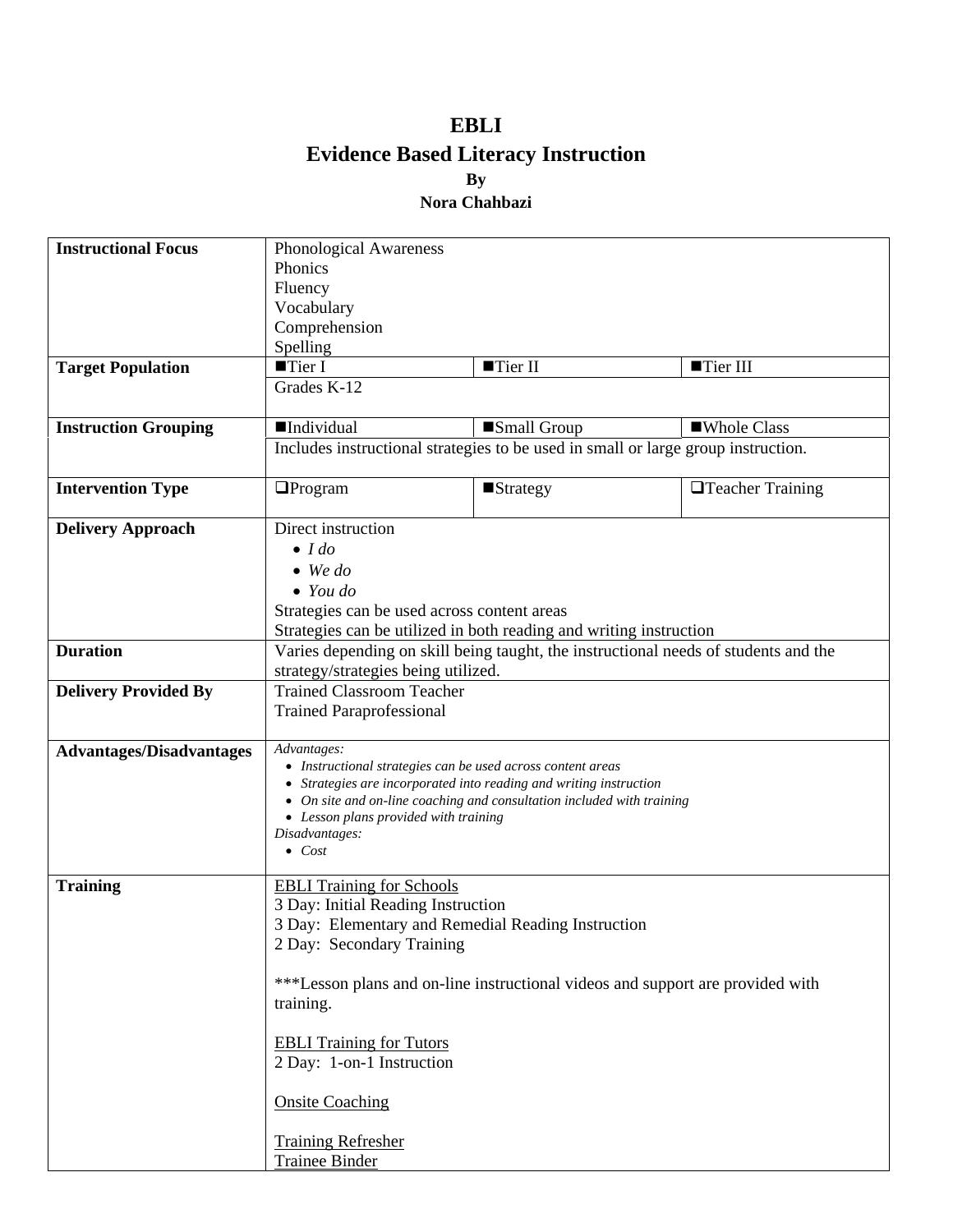# EBLI

## Evidence Based Literacy Instruction

**By**

**Nora Chahbazi**

| | | | |
|---|---|---|---|
| **Instructional Focus** | Phonological Awareness<br>Phonics<br>Fluency<br>Vocabulary<br>Comprehension<br>Spelling | | |
| **Target Population** | ■Tier I | ■Tier II | ■Tier III |
| | Grades K-12 | | |
| **Instruction Grouping** | ■Individual | ■Small Group | ■Whole Class |
| | Includes instructional strategies to be used in small or large group instruction. | | |
| **Intervention Type** | ❑Program | ■Strategy | ❑Teacher Training |
| **Delivery Approach** | Direct instruction<br>• *I do*<br>• *We do*<br>• *You do*<br>Strategies can be used across content areas<br>Strategies can be utilized in both reading and writing instruction | | |
| **Duration** | Varies depending on skill being taught, the instructional needs of students and the strategy/strategies being utilized. | | |
| **Delivery Provided By** | Trained Classroom Teacher<br>Trained Paraprofessional | | |
| **Advantages/Disadvantages** | *Advantages:*<br>• *Instructional strategies can be used across content areas*<br>• *Strategies are incorporated into reading and writing instruction*<br>• *On site and on-line coaching and consultation included with training*<br>• *Lesson plans provided with training*<br>*Disadvantages:*<br>• *Cost* | | |
| **Training** | <u>EBLI Training for Schools</u><br>3 Day: Initial Reading Instruction<br>3 Day: Elementary and Remedial Reading Instruction<br>2 Day: Secondary Training<br><br>***Lesson plans and on-line instructional videos and support are provided with training.<br><br><u>EBLI Training for Tutors</u><br>2 Day: 1-on-1 Instruction<br><br><u>Onsite Coaching</u><br><br><u>Training Refresher</u><br><u>Trainee Binder</u> | | |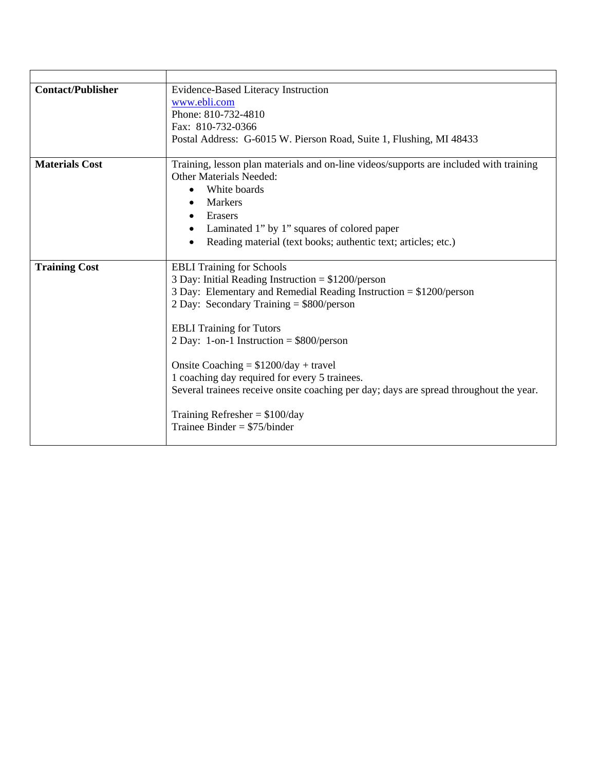| | |
|---|---|
| **Contact/Publisher** | Evidence-Based Literacy Instruction<br>www.ebli.com<br>Phone: 810-732-4810<br>Fax: 810-732-0366<br>Postal Address: G-6015 W. Pierson Road, Suite 1, Flushing, MI 48433 |
| **Materials Cost** | Training, lesson plan materials and on-line videos/supports are included with training<br>Other Materials Needed:<br>• White boards<br>• Markers<br>• Erasers<br>• Laminated 1" by 1" squares of colored paper<br>• Reading material (text books; authentic text; articles; etc.) |
| **Training Cost** | EBLI Training for Schools<br>3 Day: Initial Reading Instruction = $1200/person<br>3 Day: Elementary and Remedial Reading Instruction = $1200/person<br>2 Day: Secondary Training = $800/person<br><br>EBLI Training for Tutors<br>2 Day: 1-on-1 Instruction = $800/person<br><br>Onsite Coaching = $1200/day + travel<br>1 coaching day required for every 5 trainees.<br>Several trainees receive onsite coaching per day; days are spread throughout the year.<br><br>Training Refresher = $100/day<br>Trainee Binder = $75/binder |